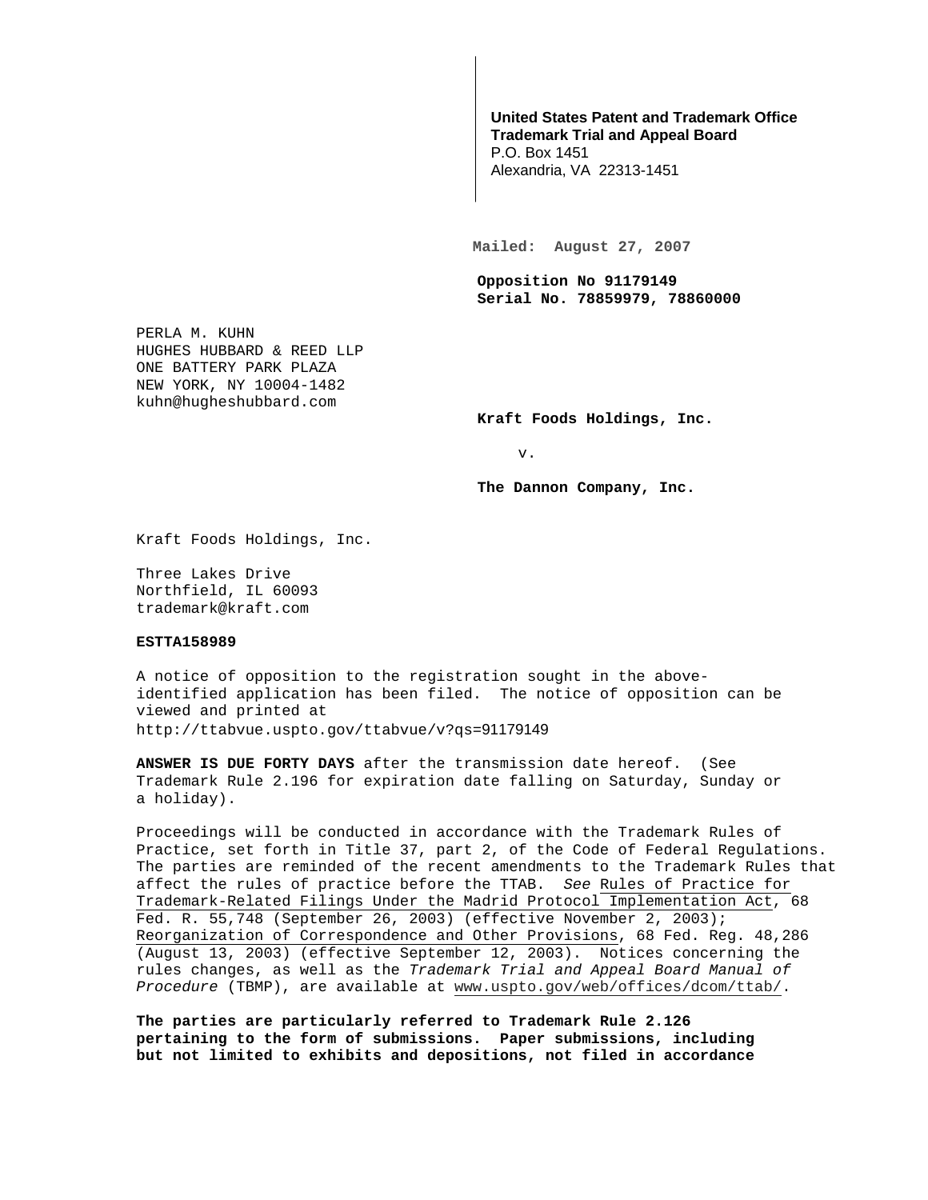**United States Patent and Trademark Office**
**Trademark Trial and Appeal Board**
P.O. Box 1451
Alexandria, VA 22313-1451

**Mailed: August 27, 2007**

**Opposition No 91179149**
**Serial No. 78859979, 78860000**

PERLA M. KUHN
HUGHES HUBBARD & REED LLP
ONE BATTERY PARK PLAZA
NEW YORK, NY 10004-1482
kuhn@hugheshubbard.com

**Kraft Foods Holdings, Inc.**

v.

**The Dannon Company, Inc.**

Kraft Foods Holdings, Inc.

Three Lakes Drive
Northfield, IL 60093
trademark@kraft.com

**ESTTA158989**

A notice of opposition to the registration sought in the above-identified application has been filed. The notice of opposition can be viewed and printed at
http://ttabvue.uspto.gov/ttabvue/v?qs=91179149

**ANSWER IS DUE FORTY DAYS** after the transmission date hereof. (See Trademark Rule 2.196 for expiration date falling on Saturday, Sunday or a holiday).

Proceedings will be conducted in accordance with the Trademark Rules of Practice, set forth in Title 37, part 2, of the Code of Federal Regulations. The parties are reminded of the recent amendments to the Trademark Rules that affect the rules of practice before the TTAB. *See* Rules of Practice for Trademark-Related Filings Under the Madrid Protocol Implementation Act, 68 Fed. R. 55,748 (September 26, 2003) (effective November 2, 2003); Reorganization of Correspondence and Other Provisions, 68 Fed. Reg. 48,286 (August 13, 2003) (effective September 12, 2003). Notices concerning the rules changes, as well as the *Trademark Trial and Appeal Board Manual of Procedure* (TBMP), are available at www.uspto.gov/web/offices/dcom/ttab/.

**The parties are particularly referred to Trademark Rule 2.126 pertaining to the form of submissions. Paper submissions, including but not limited to exhibits and depositions, not filed in accordance**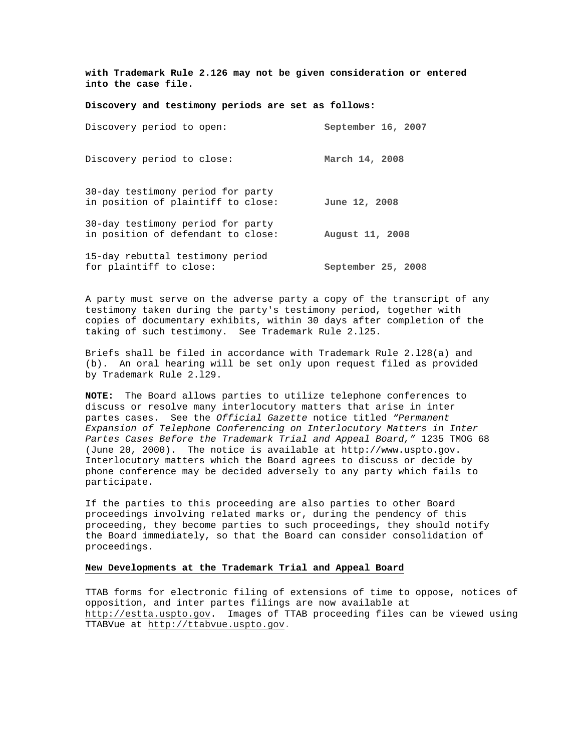**with Trademark Rule 2.126 may not be given consideration or entered into the case file.**

**Discovery and testimony periods are set as follows:**

| | |
|---|---|
| Discovery period to open: | **September 16, 2007** |
| Discovery period to close: | **March 14, 2008** |
| 30-day testimony period for party in position of plaintiff to close: | **June 12, 2008** |
| 30-day testimony period for party in position of defendant to close: | **August 11, 2008** |
| 15-day rebuttal testimony period for plaintiff to close: | **September 25, 2008** |

A party must serve on the adverse party a copy of the transcript of any testimony taken during the party's testimony period, together with copies of documentary exhibits, within 30 days after completion of the taking of such testimony. See Trademark Rule 2.l25.

Briefs shall be filed in accordance with Trademark Rule 2.l28(a) and (b). An oral hearing will be set only upon request filed as provided by Trademark Rule 2.l29.

**NOTE:** The Board allows parties to utilize telephone conferences to discuss or resolve many interlocutory matters that arise in inter partes cases. See the *Official Gazette* notice titled *"Permanent Expansion of Telephone Conferencing on Interlocutory Matters in Inter Partes Cases Before the Trademark Trial and Appeal Board,"* 1235 TMOG 68 (June 20, 2000). The notice is available at http://www.uspto.gov. Interlocutory matters which the Board agrees to discuss or decide by phone conference may be decided adversely to any party which fails to participate.

If the parties to this proceeding are also parties to other Board proceedings involving related marks or, during the pendency of this proceeding, they become parties to such proceedings, they should notify the Board immediately, so that the Board can consider consolidation of proceedings.

**New Developments at the Trademark Trial and Appeal Board**

TTAB forms for electronic filing of extensions of time to oppose, notices of opposition, and inter partes filings are now available at http://estta.uspto.gov. Images of TTAB proceeding files can be viewed using TTABVue at http://ttabvue.uspto.gov.